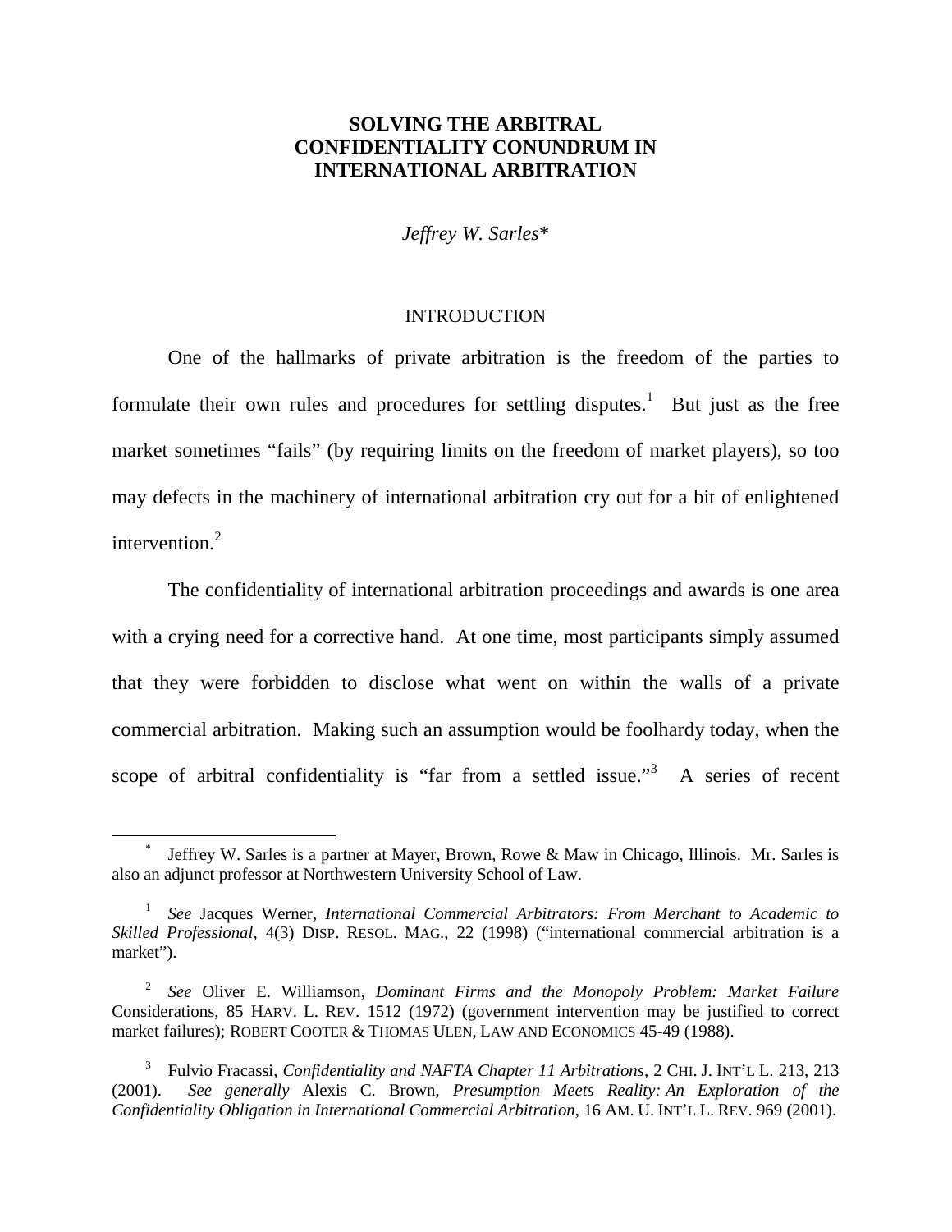# SOLVING THE ARBITRAL CONFIDENTIALITY CONUNDRUM IN INTERNATIONAL ARBITRATION

*Jeffrey W. Sarles*\*

## INTRODUCTION

One of the hallmarks of private arbitration is the freedom of the parties to formulate their own rules and procedures for settling disputes.[1] But just as the free market sometimes "fails" (by requiring limits on the freedom of market players), so too may defects in the machinery of international arbitration cry out for a bit of enlightened intervention.[2]

The confidentiality of international arbitration proceedings and awards is one area with a crying need for a corrective hand. At one time, most participants simply assumed that they were forbidden to disclose what went on within the walls of a private commercial arbitration. Making such an assumption would be foolhardy today, when the scope of arbitral confidentiality is "far from a settled issue."[3] A series of recent

---

\* Jeffrey W. Sarles is a partner at Mayer, Brown, Rowe & Maw in Chicago, Illinois. Mr. Sarles is also an adjunct professor at Northwestern University School of Law.

[1] *See* Jacques Werner, *International Commercial Arbitrators: From Merchant to Academic to Skilled Professional*, 4(3) DISP. RESOL. MAG., 22 (1998) ("international commercial arbitration is a market").

[2] *See* Oliver E. Williamson, *Dominant Firms and the Monopoly Problem: Market Failure* Considerations, 85 HARV. L. REV. 1512 (1972) (government intervention may be justified to correct market failures); ROBERT COOTER & THOMAS ULEN, LAW AND ECONOMICS 45-49 (1988).

[3] Fulvio Fracassi, *Confidentiality and NAFTA Chapter 11 Arbitrations*, 2 CHI. J. INT'L L. 213, 213 (2001). *See generally* Alexis C. Brown, *Presumption Meets Reality: An Exploration of the Confidentiality Obligation in International Commercial Arbitration*, 16 AM. U. INT'L L. REV. 969 (2001).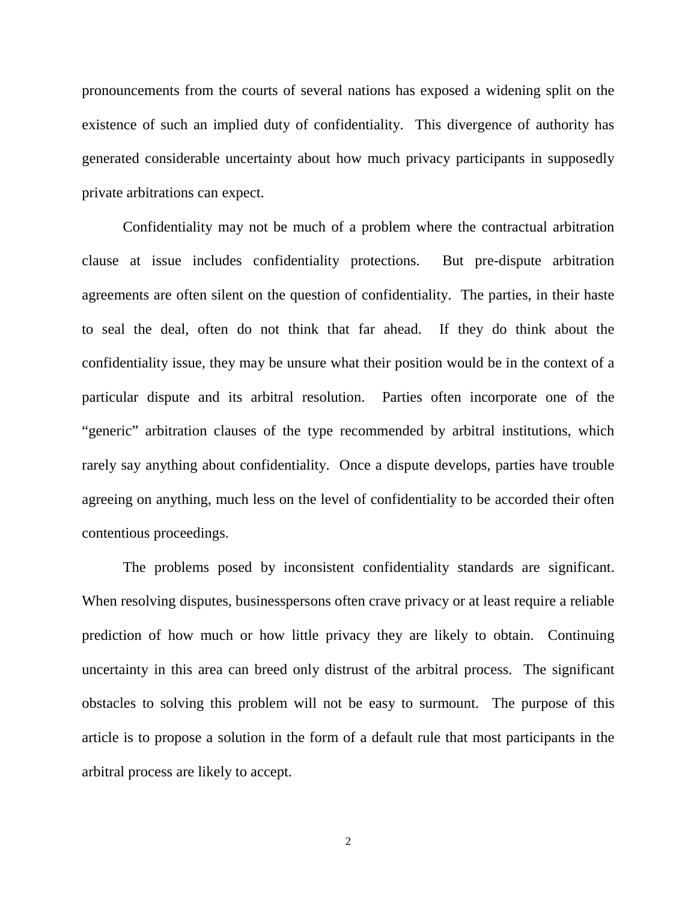pronouncements from the courts of several nations has exposed a widening split on the existence of such an implied duty of confidentiality. This divergence of authority has generated considerable uncertainty about how much privacy participants in supposedly private arbitrations can expect.

Confidentiality may not be much of a problem where the contractual arbitration clause at issue includes confidentiality protections. But pre-dispute arbitration agreements are often silent on the question of confidentiality. The parties, in their haste to seal the deal, often do not think that far ahead. If they do think about the confidentiality issue, they may be unsure what their position would be in the context of a particular dispute and its arbitral resolution. Parties often incorporate one of the "generic" arbitration clauses of the type recommended by arbitral institutions, which rarely say anything about confidentiality. Once a dispute develops, parties have trouble agreeing on anything, much less on the level of confidentiality to be accorded their often contentious proceedings.

The problems posed by inconsistent confidentiality standards are significant. When resolving disputes, businesspersons often crave privacy or at least require a reliable prediction of how much or how little privacy they are likely to obtain. Continuing uncertainty in this area can breed only distrust of the arbitral process. The significant obstacles to solving this problem will not be easy to surmount. The purpose of this article is to propose a solution in the form of a default rule that most participants in the arbitral process are likely to accept.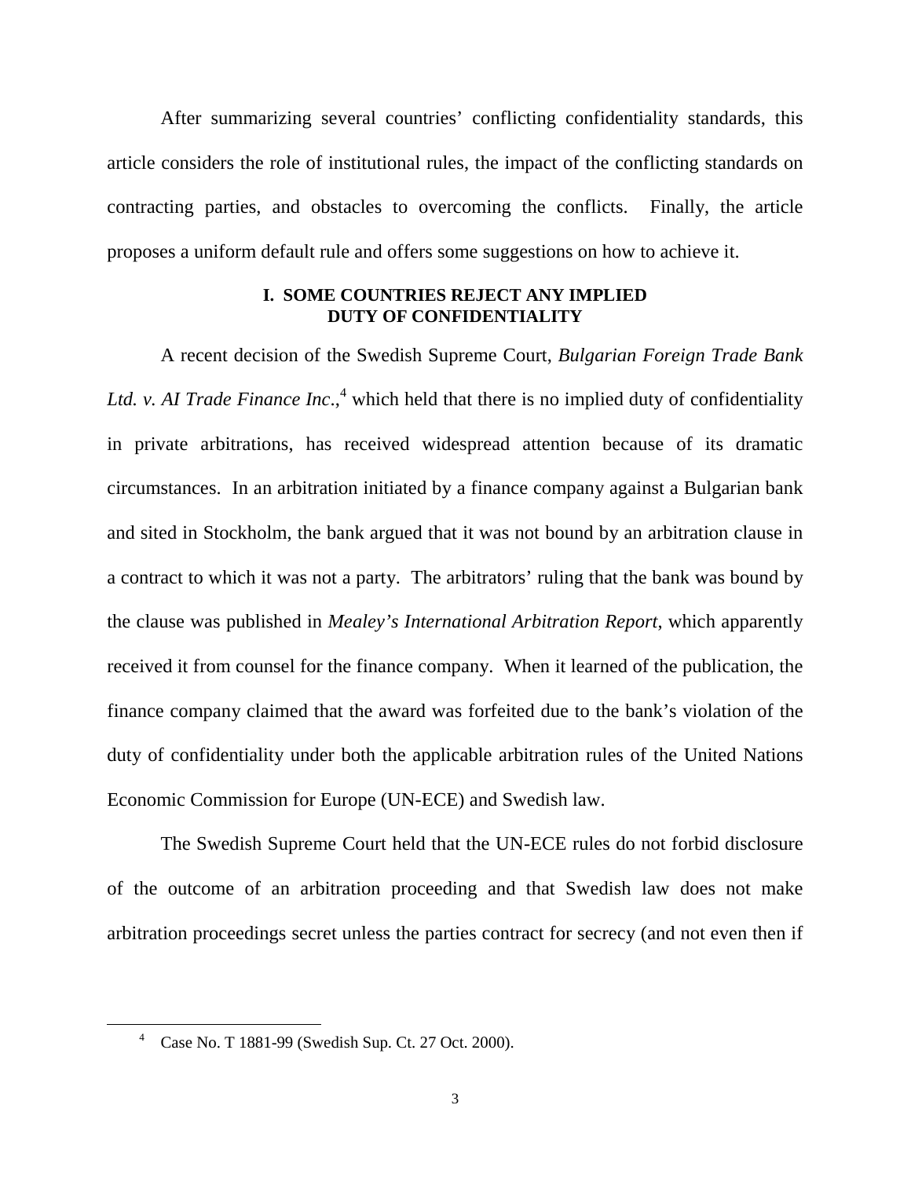After summarizing several countries' conflicting confidentiality standards, this article considers the role of institutional rules, the impact of the conflicting standards on contracting parties, and obstacles to overcoming the conflicts. Finally, the article proposes a uniform default rule and offers some suggestions on how to achieve it.

## I. SOME COUNTRIES REJECT ANY IMPLIED DUTY OF CONFIDENTIALITY

A recent decision of the Swedish Supreme Court, *Bulgarian Foreign Trade Bank Ltd. v. AI Trade Finance Inc.*,[4] which held that there is no implied duty of confidentiality in private arbitrations, has received widespread attention because of its dramatic circumstances. In an arbitration initiated by a finance company against a Bulgarian bank and sited in Stockholm, the bank argued that it was not bound by an arbitration clause in a contract to which it was not a party. The arbitrators' ruling that the bank was bound by the clause was published in *Mealey's International Arbitration Report*, which apparently received it from counsel for the finance company. When it learned of the publication, the finance company claimed that the award was forfeited due to the bank's violation of the duty of confidentiality under both the applicable arbitration rules of the United Nations Economic Commission for Europe (UN-ECE) and Swedish law.

The Swedish Supreme Court held that the UN-ECE rules do not forbid disclosure of the outcome of an arbitration proceeding and that Swedish law does not make arbitration proceedings secret unless the parties contract for secrecy (and not even then if

[4] Case No. T 1881-99 (Swedish Sup. Ct. 27 Oct. 2000).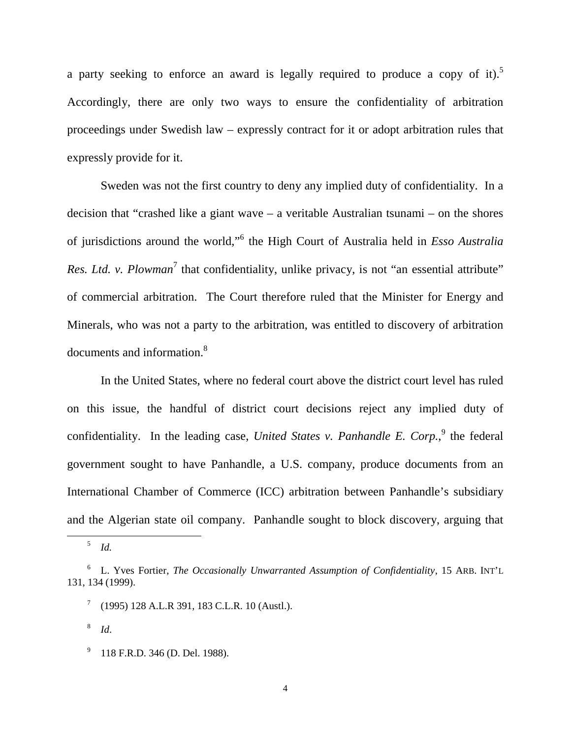a party seeking to enforce an award is legally required to produce a copy of it).[5] Accordingly, there are only two ways to ensure the confidentiality of arbitration proceedings under Swedish law – expressly contract for it or adopt arbitration rules that expressly provide for it.

Sweden was not the first country to deny any implied duty of confidentiality. In a decision that "crashed like a giant wave – a veritable Australian tsunami – on the shores of jurisdictions around the world,"[6] the High Court of Australia held in *Esso Australia Res. Ltd. v. Plowman*[7] that confidentiality, unlike privacy, is not "an essential attribute" of commercial arbitration. The Court therefore ruled that the Minister for Energy and Minerals, who was not a party to the arbitration, was entitled to discovery of arbitration documents and information.[8]

In the United States, where no federal court above the district court level has ruled on this issue, the handful of district court decisions reject any implied duty of confidentiality. In the leading case, *United States v. Panhandle E. Corp.*,[9] the federal government sought to have Panhandle, a U.S. company, produce documents from an International Chamber of Commerce (ICC) arbitration between Panhandle's subsidiary and the Algerian state oil company. Panhandle sought to block discovery, arguing that

---

[5] *Id.*

[6] L. Yves Fortier, *The Occasionally Unwarranted Assumption of Confidentiality*, 15 ARB. INT'L 131, 134 (1999).

[7] (1995) 128 A.L.R 391, 183 C.L.R. 10 (Austl.).

[8] *Id*.

[9] 118 F.R.D. 346 (D. Del. 1988).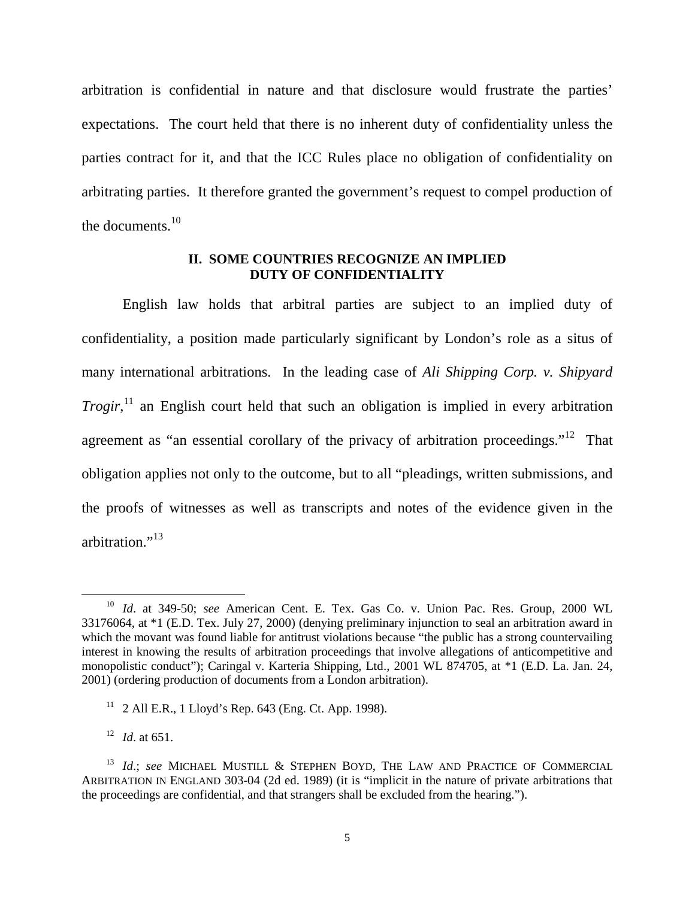arbitration is confidential in nature and that disclosure would frustrate the parties' expectations. The court held that there is no inherent duty of confidentiality unless the parties contract for it, and that the ICC Rules place no obligation of confidentiality on arbitrating parties. It therefore granted the government's request to compel production of the documents.[10]

## II. SOME COUNTRIES RECOGNIZE AN IMPLIED DUTY OF CONFIDENTIALITY

English law holds that arbitral parties are subject to an implied duty of confidentiality, a position made particularly significant by London's role as a situs of many international arbitrations. In the leading case of *Ali Shipping Corp. v. Shipyard Trogir*,[11] an English court held that such an obligation is implied in every arbitration agreement as "an essential corollary of the privacy of arbitration proceedings."[12] That obligation applies not only to the outcome, but to all "pleadings, written submissions, and the proofs of witnesses as well as transcripts and notes of the evidence given in the arbitration."[13]

---

[10] *Id*. at 349-50; *see* American Cent. E. Tex. Gas Co. v. Union Pac. Res. Group, 2000 WL 33176064, at *1 (E.D. Tex. July 27, 2000) (denying preliminary injunction to seal an arbitration award in which the movant was found liable for antitrust violations because "the public has a strong countervailing interest in knowing the results of arbitration proceedings that involve allegations of anticompetitive and monopolistic conduct"); Caringal v. Karteria Shipping, Ltd., 2001 WL 874705, at *1 (E.D. La. Jan. 24, 2001) (ordering production of documents from a London arbitration).

[11] 2 All E.R., 1 Lloyd's Rep. 643 (Eng. Ct. App. 1998).

[12] *Id*. at 651.

[13] *Id*.; *see* MICHAEL MUSTILL & STEPHEN BOYD, THE LAW AND PRACTICE OF COMMERCIAL ARBITRATION IN ENGLAND 303-04 (2d ed. 1989) (it is "implicit in the nature of private arbitrations that the proceedings are confidential, and that strangers shall be excluded from the hearing.").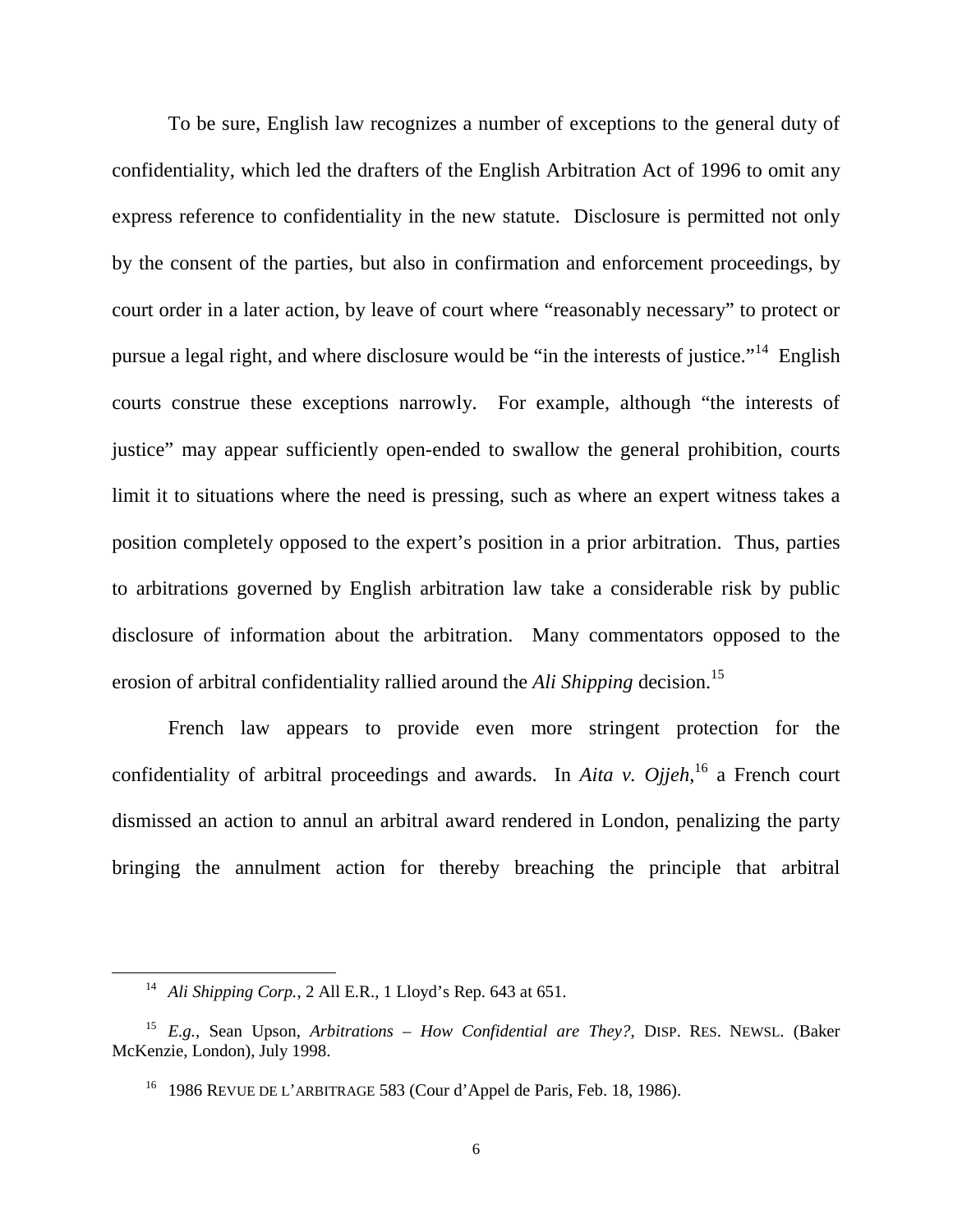To be sure, English law recognizes a number of exceptions to the general duty of confidentiality, which led the drafters of the English Arbitration Act of 1996 to omit any express reference to confidentiality in the new statute. Disclosure is permitted not only by the consent of the parties, but also in confirmation and enforcement proceedings, by court order in a later action, by leave of court where "reasonably necessary" to protect or pursue a legal right, and where disclosure would be "in the interests of justice."[14] English courts construe these exceptions narrowly. For example, although "the interests of justice" may appear sufficiently open-ended to swallow the general prohibition, courts limit it to situations where the need is pressing, such as where an expert witness takes a position completely opposed to the expert's position in a prior arbitration. Thus, parties to arbitrations governed by English arbitration law take a considerable risk by public disclosure of information about the arbitration. Many commentators opposed to the erosion of arbitral confidentiality rallied around the *Ali Shipping* decision.[15]

French law appears to provide even more stringent protection for the confidentiality of arbitral proceedings and awards. In *Aita v. Ojjeh*,[16] a French court dismissed an action to annul an arbitral award rendered in London, penalizing the party bringing the annulment action for thereby breaching the principle that arbitral

---

[14] *Ali Shipping Corp.*, 2 All E.R., 1 Lloyd's Rep. 643 at 651.

[15] *E.g.*, Sean Upson, *Arbitrations – How Confidential are They?*, DISP. RES. NEWSL. (Baker McKenzie, London), July 1998.

[16] 1986 REVUE DE L'ARBITRAGE 583 (Cour d'Appel de Paris, Feb. 18, 1986).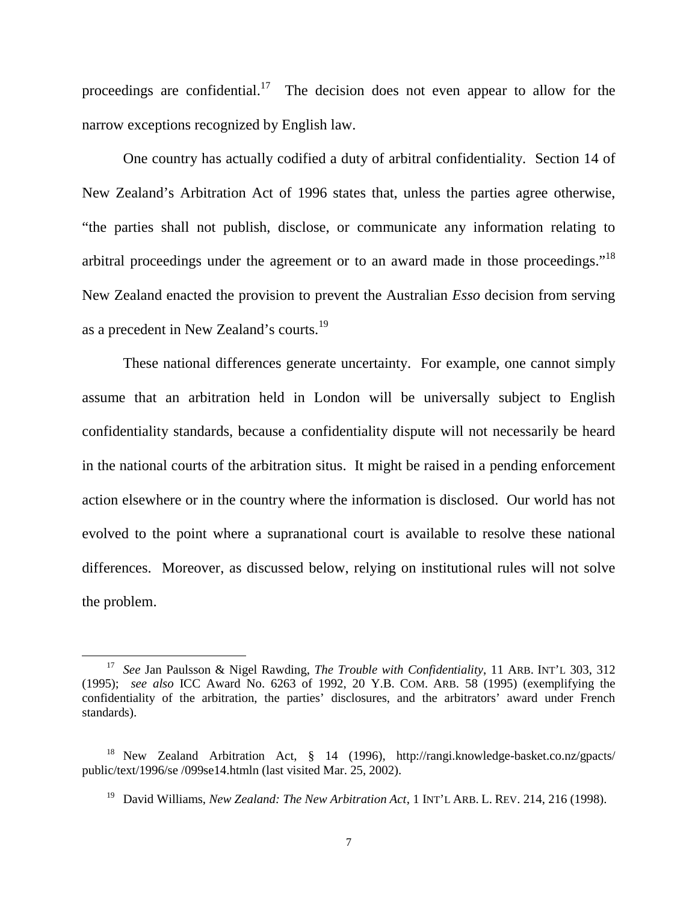proceedings are confidential.[17] The decision does not even appear to allow for the narrow exceptions recognized by English law.

One country has actually codified a duty of arbitral confidentiality. Section 14 of New Zealand's Arbitration Act of 1996 states that, unless the parties agree otherwise, "the parties shall not publish, disclose, or communicate any information relating to arbitral proceedings under the agreement or to an award made in those proceedings."[18] New Zealand enacted the provision to prevent the Australian *Esso* decision from serving as a precedent in New Zealand's courts.[19]

These national differences generate uncertainty. For example, one cannot simply assume that an arbitration held in London will be universally subject to English confidentiality standards, because a confidentiality dispute will not necessarily be heard in the national courts of the arbitration situs. It might be raised in a pending enforcement action elsewhere or in the country where the information is disclosed. Our world has not evolved to the point where a supranational court is available to resolve these national differences. Moreover, as discussed below, relying on institutional rules will not solve the problem.

---

[17] *See* Jan Paulsson & Nigel Rawding, *The Trouble with Confidentiality*, 11 ARB. INT'L 303, 312 (1995); *see also* ICC Award No. 6263 of 1992, 20 Y.B. COM. ARB. 58 (1995) (exemplifying the confidentiality of the arbitration, the parties' disclosures, and the arbitrators' award under French standards).

[18] New Zealand Arbitration Act, § 14 (1996), http://rangi.knowledge-basket.co.nz/gpacts/public/text/1996/se /099se14.htmln (last visited Mar. 25, 2002).

[19] David Williams, *New Zealand: The New Arbitration Act*, 1 INT'L ARB. L. REV. 214, 216 (1998).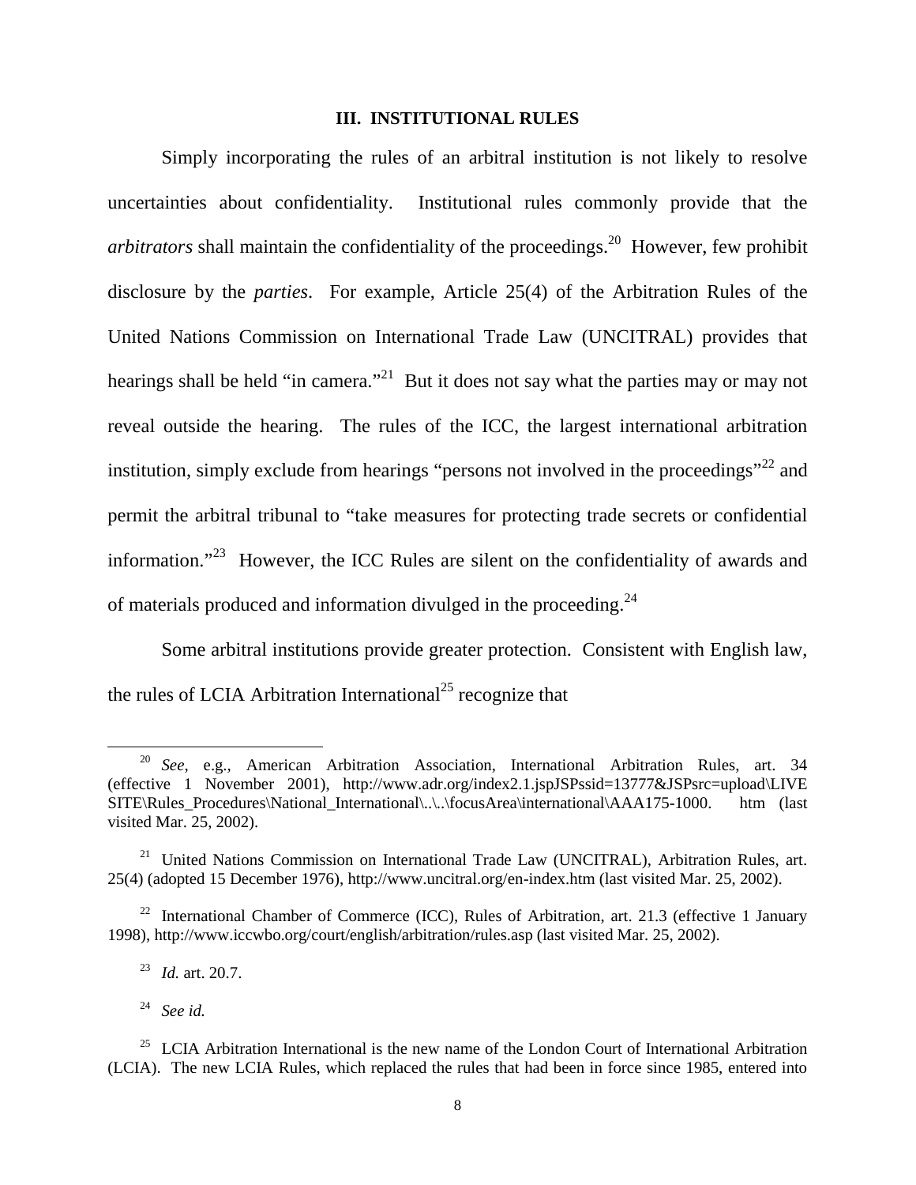### III. INSTITUTIONAL RULES

Simply incorporating the rules of an arbitral institution is not likely to resolve uncertainties about confidentiality. Institutional rules commonly provide that the *arbitrators* shall maintain the confidentiality of the proceedings.[20] However, few prohibit disclosure by the *parties*. For example, Article 25(4) of the Arbitration Rules of the United Nations Commission on International Trade Law (UNCITRAL) provides that hearings shall be held "in camera."[21] But it does not say what the parties may or may not reveal outside the hearing. The rules of the ICC, the largest international arbitration institution, simply exclude from hearings "persons not involved in the proceedings"[22] and permit the arbitral tribunal to "take measures for protecting trade secrets or confidential information."[23] However, the ICC Rules are silent on the confidentiality of awards and of materials produced and information divulged in the proceeding.[24]

Some arbitral institutions provide greater protection. Consistent with English law, the rules of LCIA Arbitration International[25] recognize that

---

[20] *See*, e.g., American Arbitration Association, International Arbitration Rules, art. 34 (effective 1 November 2001), http://www.adr.org/index2.1.jspJSPssid=13777&JSPsrc=upload\LIVESITE\Rules_Procedures\National_International\..\..\focusArea\international\AAA175-1000. htm (last visited Mar. 25, 2002).

[21] United Nations Commission on International Trade Law (UNCITRAL), Arbitration Rules, art. 25(4) (adopted 15 December 1976), http://www.uncitral.org/en-index.htm (last visited Mar. 25, 2002).

[22] International Chamber of Commerce (ICC), Rules of Arbitration, art. 21.3 (effective 1 January 1998), http://www.iccwbo.org/court/english/arbitration/rules.asp (last visited Mar. 25, 2002).

[23] *Id.* art. 20.7.

[24] *See id.*

[25] LCIA Arbitration International is the new name of the London Court of International Arbitration (LCIA). The new LCIA Rules, which replaced the rules that had been in force since 1985, entered into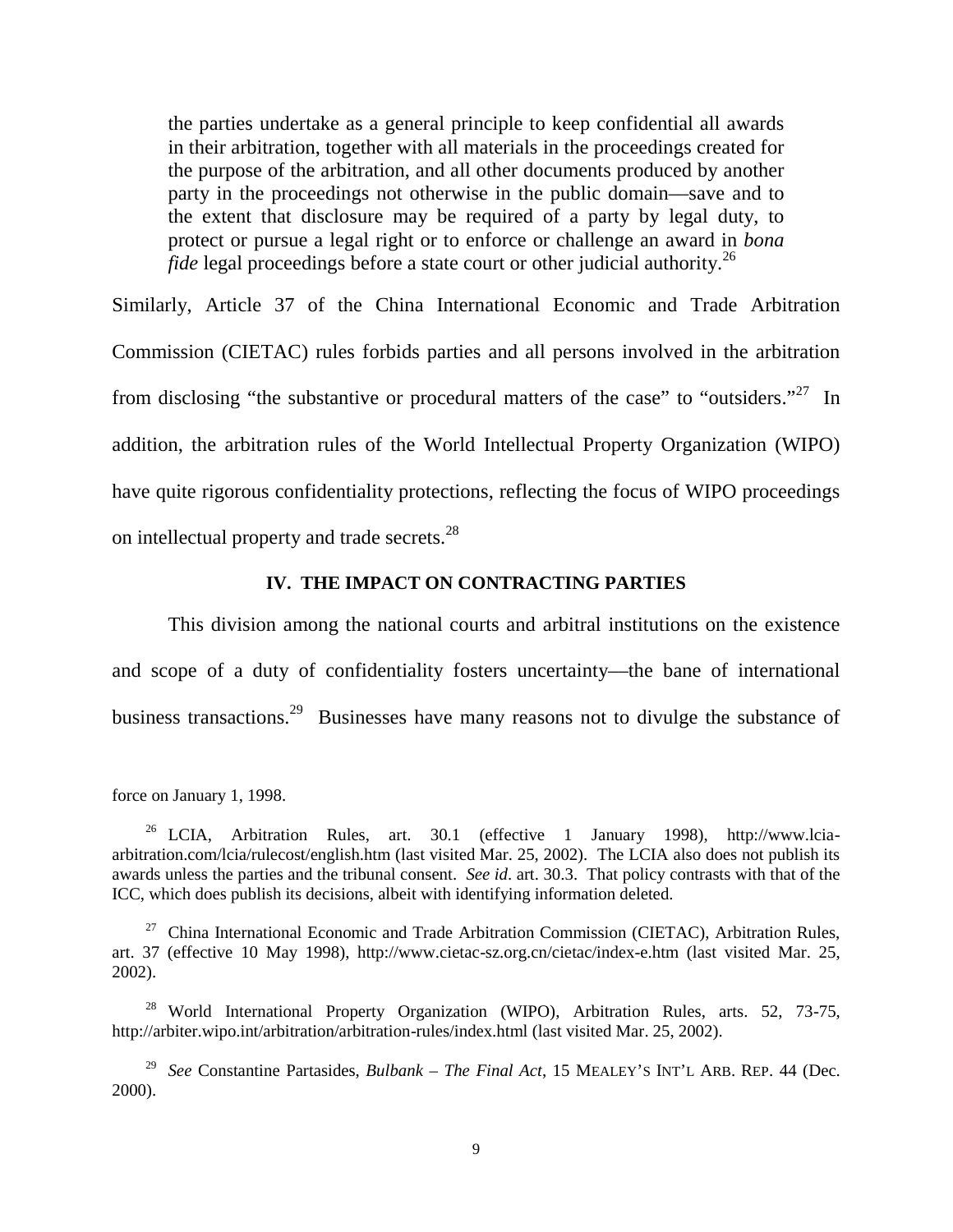> the parties undertake as a general principle to keep confidential all awards in their arbitration, together with all materials in the proceedings created for the purpose of the arbitration, and all other documents produced by another party in the proceedings not otherwise in the public domain—save and to the extent that disclosure may be required of a party by legal duty, to protect or pursue a legal right or to enforce or challenge an award in *bona fide* legal proceedings before a state court or other judicial authority.[26]

Similarly, Article 37 of the China International Economic and Trade Arbitration Commission (CIETAC) rules forbids parties and all persons involved in the arbitration from disclosing "the substantive or procedural matters of the case" to "outsiders."[27] In addition, the arbitration rules of the World Intellectual Property Organization (WIPO) have quite rigorous confidentiality protections, reflecting the focus of WIPO proceedings on intellectual property and trade secrets.[28]

## IV. THE IMPACT ON CONTRACTING PARTIES

This division among the national courts and arbitral institutions on the existence and scope of a duty of confidentiality fosters uncertainty—the bane of international business transactions.[29] Businesses have many reasons not to divulge the substance of

---

force on January 1, 1998.

[26] LCIA, Arbitration Rules, art. 30.1 (effective 1 January 1998), http://www.lcia-arbitration.com/lcia/rulecost/english.htm (last visited Mar. 25, 2002). The LCIA also does not publish its awards unless the parties and the tribunal consent. *See id*. art. 30.3. That policy contrasts with that of the ICC, which does publish its decisions, albeit with identifying information deleted.

[27] China International Economic and Trade Arbitration Commission (CIETAC), Arbitration Rules, art. 37 (effective 10 May 1998), http://www.cietac-sz.org.cn/cietac/index-e.htm (last visited Mar. 25, 2002).

[28] World International Property Organization (WIPO), Arbitration Rules, arts. 52, 73-75, http://arbiter.wipo.int/arbitration/arbitration-rules/index.html (last visited Mar. 25, 2002).

[29] *See* Constantine Partasides, *Bulbank – The Final Act*, 15 MEALEY'S INT'L ARB. REP. 44 (Dec. 2000).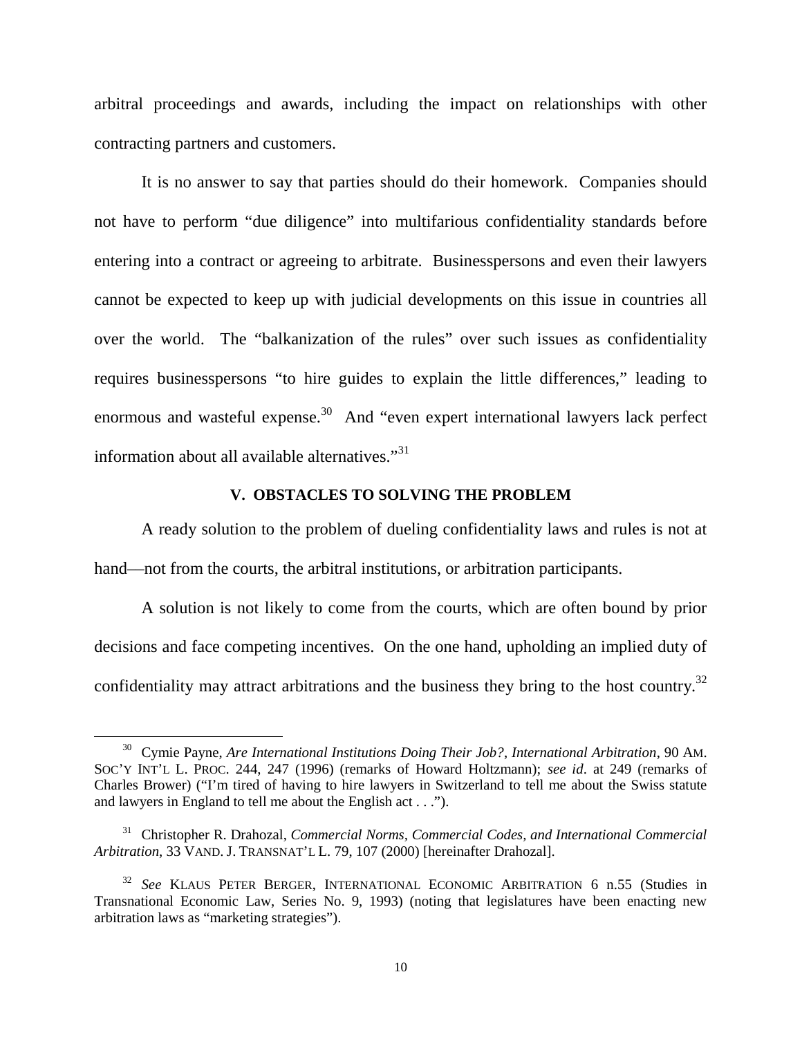arbitral proceedings and awards, including the impact on relationships with other contracting partners and customers.

It is no answer to say that parties should do their homework. Companies should not have to perform "due diligence" into multifarious confidentiality standards before entering into a contract or agreeing to arbitrate. Businesspersons and even their lawyers cannot be expected to keep up with judicial developments on this issue in countries all over the world. The "balkanization of the rules" over such issues as confidentiality requires businesspersons "to hire guides to explain the little differences," leading to enormous and wasteful expense.[30] And "even expert international lawyers lack perfect information about all available alternatives."[31]

## V. OBSTACLES TO SOLVING THE PROBLEM

A ready solution to the problem of dueling confidentiality laws and rules is not at hand—not from the courts, the arbitral institutions, or arbitration participants.

A solution is not likely to come from the courts, which are often bound by prior decisions and face competing incentives. On the one hand, upholding an implied duty of confidentiality may attract arbitrations and the business they bring to the host country.[32]

---

[30] Cymie Payne, *Are International Institutions Doing Their Job?*, *International Arbitration*, 90 AM. SOC'Y INT'L L. PROC. 244, 247 (1996) (remarks of Howard Holtzmann); *see id*. at 249 (remarks of Charles Brower) ("I'm tired of having to hire lawyers in Switzerland to tell me about the Swiss statute and lawyers in England to tell me about the English act . . .").

[31] Christopher R. Drahozal, *Commercial Norms, Commercial Codes, and International Commercial Arbitration*, 33 VAND. J. TRANSNAT'L L. 79, 107 (2000) [hereinafter Drahozal].

[32] *See* KLAUS PETER BERGER, INTERNATIONAL ECONOMIC ARBITRATION 6 n.55 (Studies in Transnational Economic Law, Series No. 9, 1993) (noting that legislatures have been enacting new arbitration laws as "marketing strategies").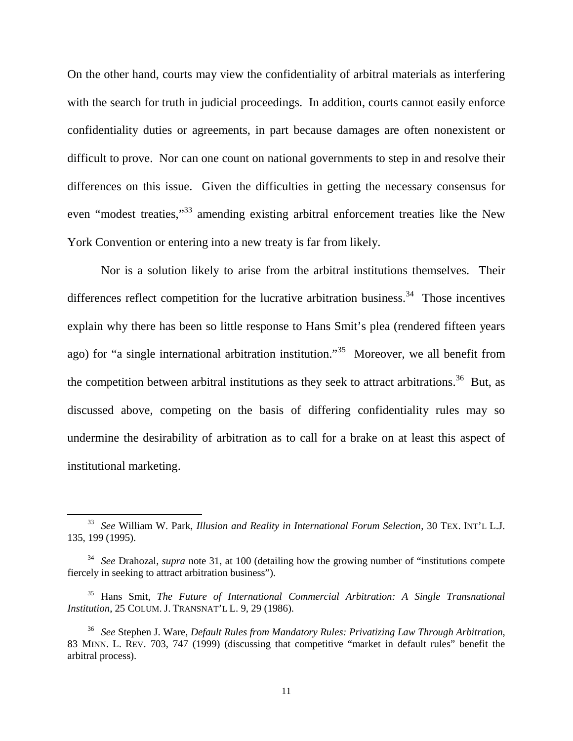On the other hand, courts may view the confidentiality of arbitral materials as interfering with the search for truth in judicial proceedings. In addition, courts cannot easily enforce confidentiality duties or agreements, in part because damages are often nonexistent or difficult to prove. Nor can one count on national governments to step in and resolve their differences on this issue. Given the difficulties in getting the necessary consensus for even "modest treaties,"[33] amending existing arbitral enforcement treaties like the New York Convention or entering into a new treaty is far from likely.

Nor is a solution likely to arise from the arbitral institutions themselves. Their differences reflect competition for the lucrative arbitration business.[34] Those incentives explain why there has been so little response to Hans Smit's plea (rendered fifteen years ago) for "a single international arbitration institution."[35] Moreover, we all benefit from the competition between arbitral institutions as they seek to attract arbitrations.[36] But, as discussed above, competing on the basis of differing confidentiality rules may so undermine the desirability of arbitration as to call for a brake on at least this aspect of institutional marketing.

---

[33] *See* William W. Park, *Illusion and Reality in International Forum Selection*, 30 TEX. INT'L L.J. 135, 199 (1995).

[34] *See* Drahozal, *supra* note 31, at 100 (detailing how the growing number of "institutions compete fiercely in seeking to attract arbitration business").

[35] Hans Smit, *The Future of International Commercial Arbitration: A Single Transnational Institution*, 25 COLUM. J. TRANSNAT'L L. 9, 29 (1986).

[36] *See* Stephen J. Ware, *Default Rules from Mandatory Rules: Privatizing Law Through Arbitration*, 83 MINN. L. REV. 703, 747 (1999) (discussing that competitive "market in default rules" benefit the arbitral process).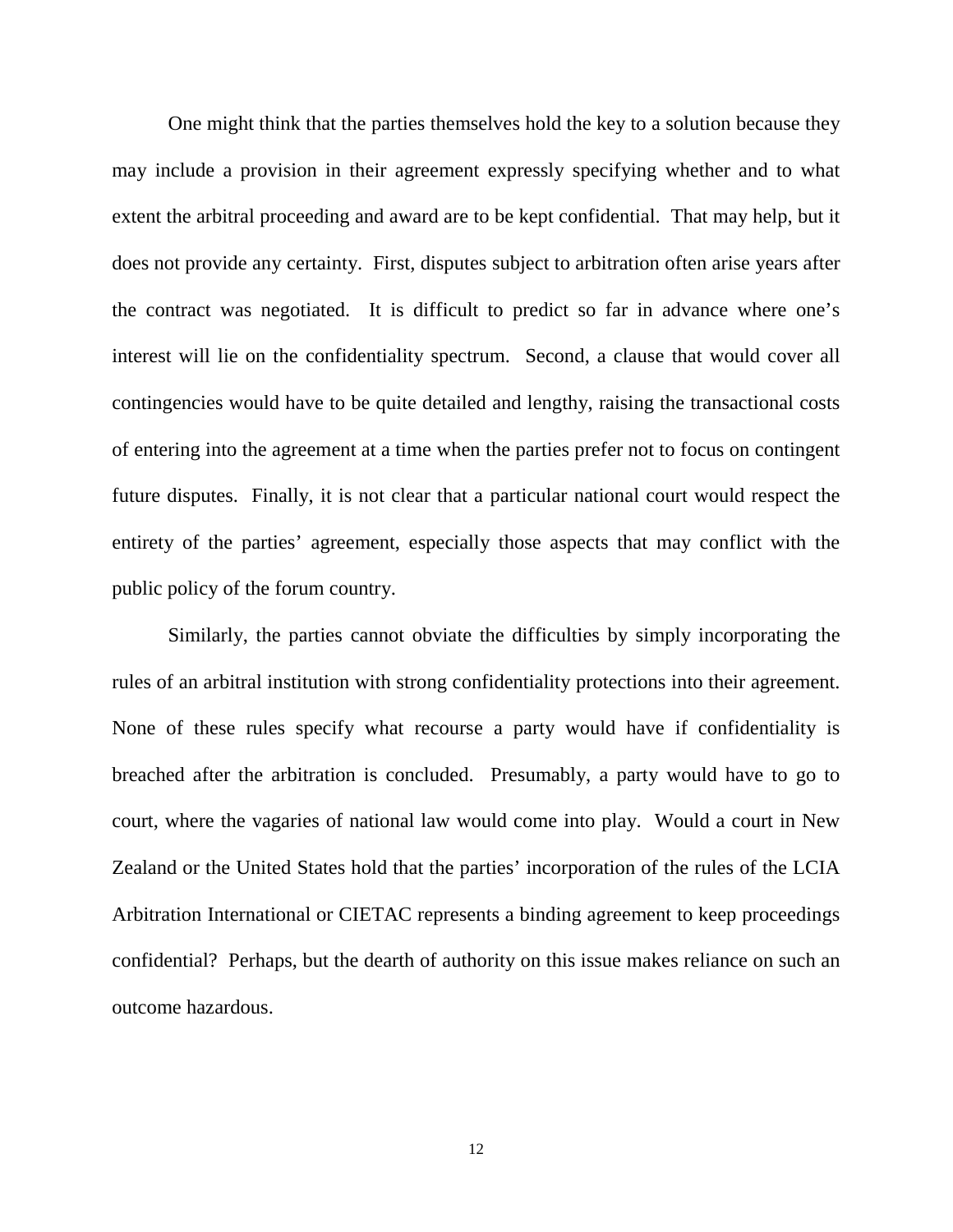One might think that the parties themselves hold the key to a solution because they may include a provision in their agreement expressly specifying whether and to what extent the arbitral proceeding and award are to be kept confidential. That may help, but it does not provide any certainty. First, disputes subject to arbitration often arise years after the contract was negotiated. It is difficult to predict so far in advance where one's interest will lie on the confidentiality spectrum. Second, a clause that would cover all contingencies would have to be quite detailed and lengthy, raising the transactional costs of entering into the agreement at a time when the parties prefer not to focus on contingent future disputes. Finally, it is not clear that a particular national court would respect the entirety of the parties' agreement, especially those aspects that may conflict with the public policy of the forum country.

Similarly, the parties cannot obviate the difficulties by simply incorporating the rules of an arbitral institution with strong confidentiality protections into their agreement. None of these rules specify what recourse a party would have if confidentiality is breached after the arbitration is concluded. Presumably, a party would have to go to court, where the vagaries of national law would come into play. Would a court in New Zealand or the United States hold that the parties' incorporation of the rules of the LCIA Arbitration International or CIETAC represents a binding agreement to keep proceedings confidential? Perhaps, but the dearth of authority on this issue makes reliance on such an outcome hazardous.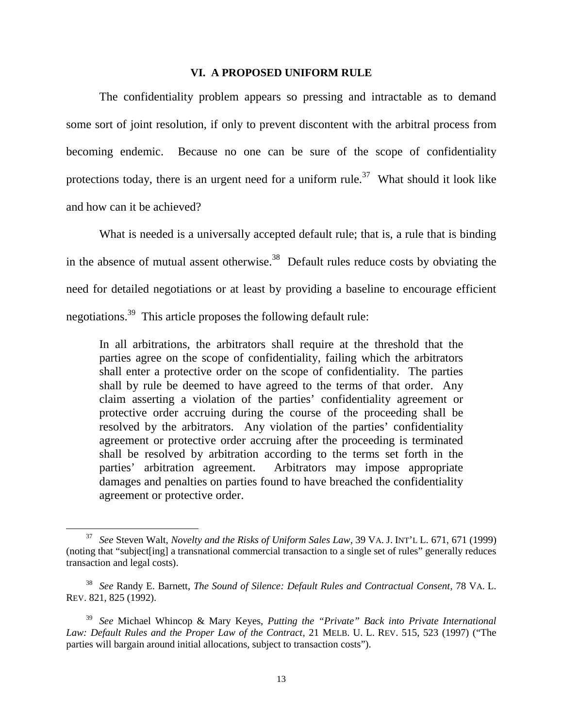## VI. A PROPOSED UNIFORM RULE

The confidentiality problem appears so pressing and intractable as to demand some sort of joint resolution, if only to prevent discontent with the arbitral process from becoming endemic. Because no one can be sure of the scope of confidentiality protections today, there is an urgent need for a uniform rule.[37] What should it look like and how can it be achieved?

What is needed is a universally accepted default rule; that is, a rule that is binding in the absence of mutual assent otherwise.[38] Default rules reduce costs by obviating the need for detailed negotiations or at least by providing a baseline to encourage efficient negotiations.[39] This article proposes the following default rule:

> In all arbitrations, the arbitrators shall require at the threshold that the parties agree on the scope of confidentiality, failing which the arbitrators shall enter a protective order on the scope of confidentiality. The parties shall by rule be deemed to have agreed to the terms of that order. Any claim asserting a violation of the parties' confidentiality agreement or protective order accruing during the course of the proceeding shall be resolved by the arbitrators. Any violation of the parties' confidentiality agreement or protective order accruing after the proceeding is terminated shall be resolved by arbitration according to the terms set forth in the parties' arbitration agreement. Arbitrators may impose appropriate damages and penalties on parties found to have breached the confidentiality agreement or protective order.

---

[37] *See* Steven Walt, *Novelty and the Risks of Uniform Sales Law*, 39 VA. J. INT'L L. 671, 671 (1999) (noting that "subject[ing] a transnational commercial transaction to a single set of rules" generally reduces transaction and legal costs).

[38] *See* Randy E. Barnett, *The Sound of Silence: Default Rules and Contractual Consent*, 78 VA. L. REV. 821, 825 (1992).

[39] *See* Michael Whincop & Mary Keyes, *Putting the "Private" Back into Private International Law: Default Rules and the Proper Law of the Contract*, 21 MELB. U. L. REV. 515, 523 (1997) ("The parties will bargain around initial allocations, subject to transaction costs").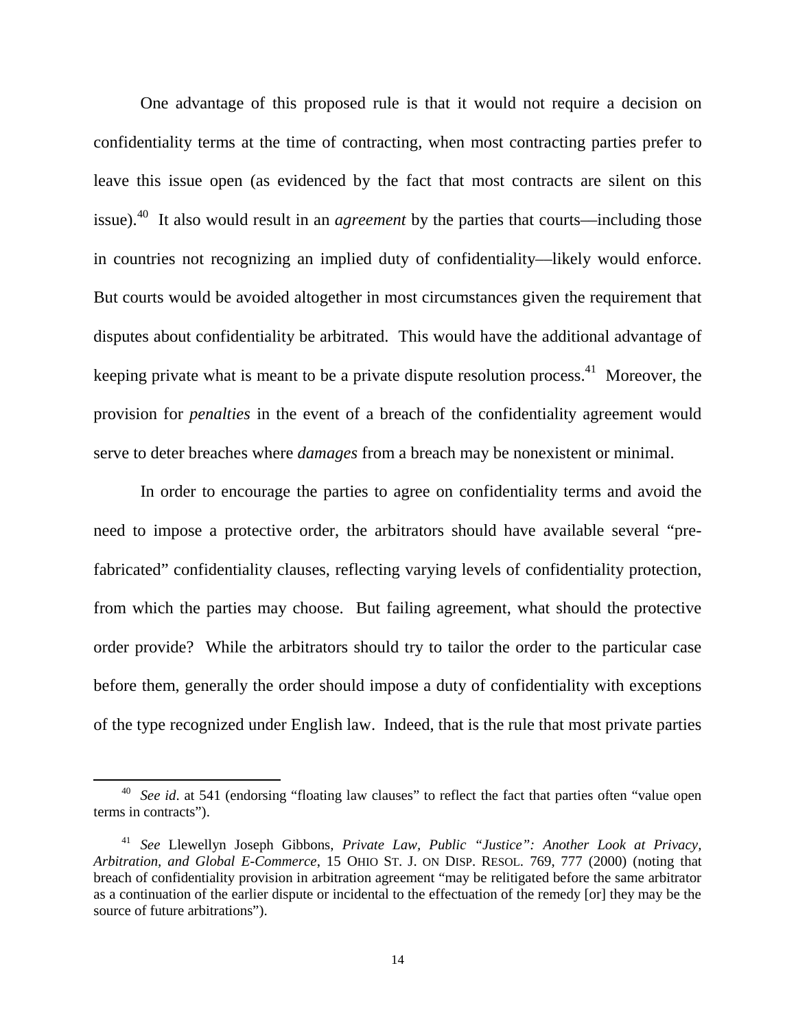One advantage of this proposed rule is that it would not require a decision on confidentiality terms at the time of contracting, when most contracting parties prefer to leave this issue open (as evidenced by the fact that most contracts are silent on this issue).[40] It also would result in an *agreement* by the parties that courts—including those in countries not recognizing an implied duty of confidentiality—likely would enforce. But courts would be avoided altogether in most circumstances given the requirement that disputes about confidentiality be arbitrated. This would have the additional advantage of keeping private what is meant to be a private dispute resolution process.[41] Moreover, the provision for *penalties* in the event of a breach of the confidentiality agreement would serve to deter breaches where *damages* from a breach may be nonexistent or minimal.

In order to encourage the parties to agree on confidentiality terms and avoid the need to impose a protective order, the arbitrators should have available several "pre-fabricated" confidentiality clauses, reflecting varying levels of confidentiality protection, from which the parties may choose. But failing agreement, what should the protective order provide? While the arbitrators should try to tailor the order to the particular case before them, generally the order should impose a duty of confidentiality with exceptions of the type recognized under English law. Indeed, that is the rule that most private parties

---

[40] *See id*. at 541 (endorsing "floating law clauses" to reflect the fact that parties often "value open terms in contracts").

[41] *See* Llewellyn Joseph Gibbons, *Private Law, Public "Justice": Another Look at Privacy, Arbitration, and Global E-Commerce*, 15 OHIO ST. J. ON DISP. RESOL. 769, 777 (2000) (noting that breach of confidentiality provision in arbitration agreement "may be relitigated before the same arbitrator as a continuation of the earlier dispute or incidental to the effectuation of the remedy [or] they may be the source of future arbitrations").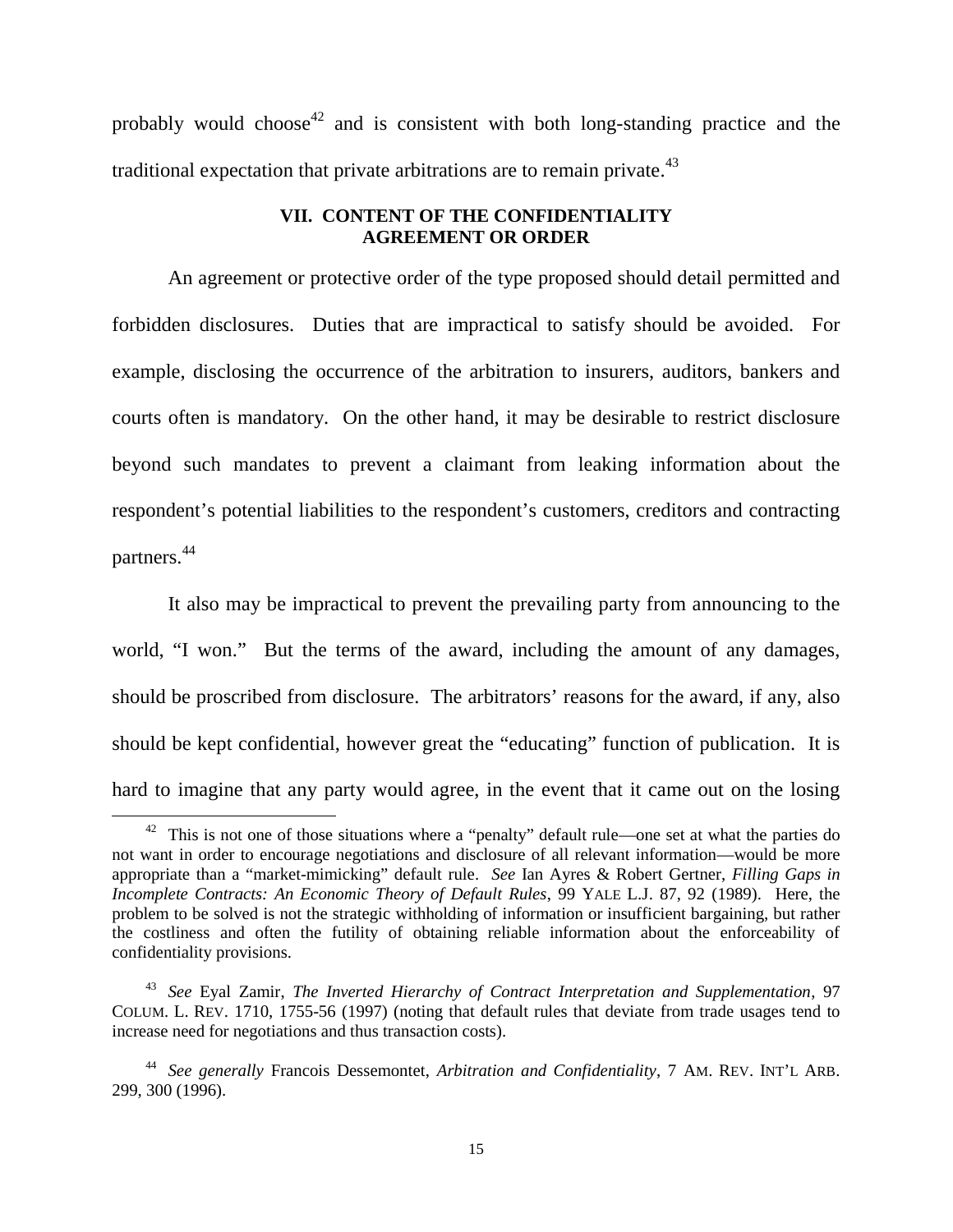probably would choose[42] and is consistent with both long-standing practice and the traditional expectation that private arbitrations are to remain private.[43]

## VII. CONTENT OF THE CONFIDENTIALITY AGREEMENT OR ORDER

An agreement or protective order of the type proposed should detail permitted and forbidden disclosures. Duties that are impractical to satisfy should be avoided. For example, disclosing the occurrence of the arbitration to insurers, auditors, bankers and courts often is mandatory. On the other hand, it may be desirable to restrict disclosure beyond such mandates to prevent a claimant from leaking information about the respondent's potential liabilities to the respondent's customers, creditors and contracting partners.[44]

It also may be impractical to prevent the prevailing party from announcing to the world, "I won." But the terms of the award, including the amount of any damages, should be proscribed from disclosure. The arbitrators' reasons for the award, if any, also should be kept confidential, however great the "educating" function of publication. It is hard to imagine that any party would agree, in the event that it came out on the losing

---

[42] This is not one of those situations where a "penalty" default rule—one set at what the parties do not want in order to encourage negotiations and disclosure of all relevant information—would be more appropriate than a "market-mimicking" default rule. *See* Ian Ayres & Robert Gertner, *Filling Gaps in Incomplete Contracts: An Economic Theory of Default Rules*, 99 YALE L.J. 87, 92 (1989). Here, the problem to be solved is not the strategic withholding of information or insufficient bargaining, but rather the costliness and often the futility of obtaining reliable information about the enforceability of confidentiality provisions.

[43] *See* Eyal Zamir, *The Inverted Hierarchy of Contract Interpretation and Supplementation*, 97 COLUM. L. REV. 1710, 1755-56 (1997) (noting that default rules that deviate from trade usages tend to increase need for negotiations and thus transaction costs).

[44] *See generally* Francois Dessemontet, *Arbitration and Confidentiality*, 7 AM. REV. INT'L ARB. 299, 300 (1996).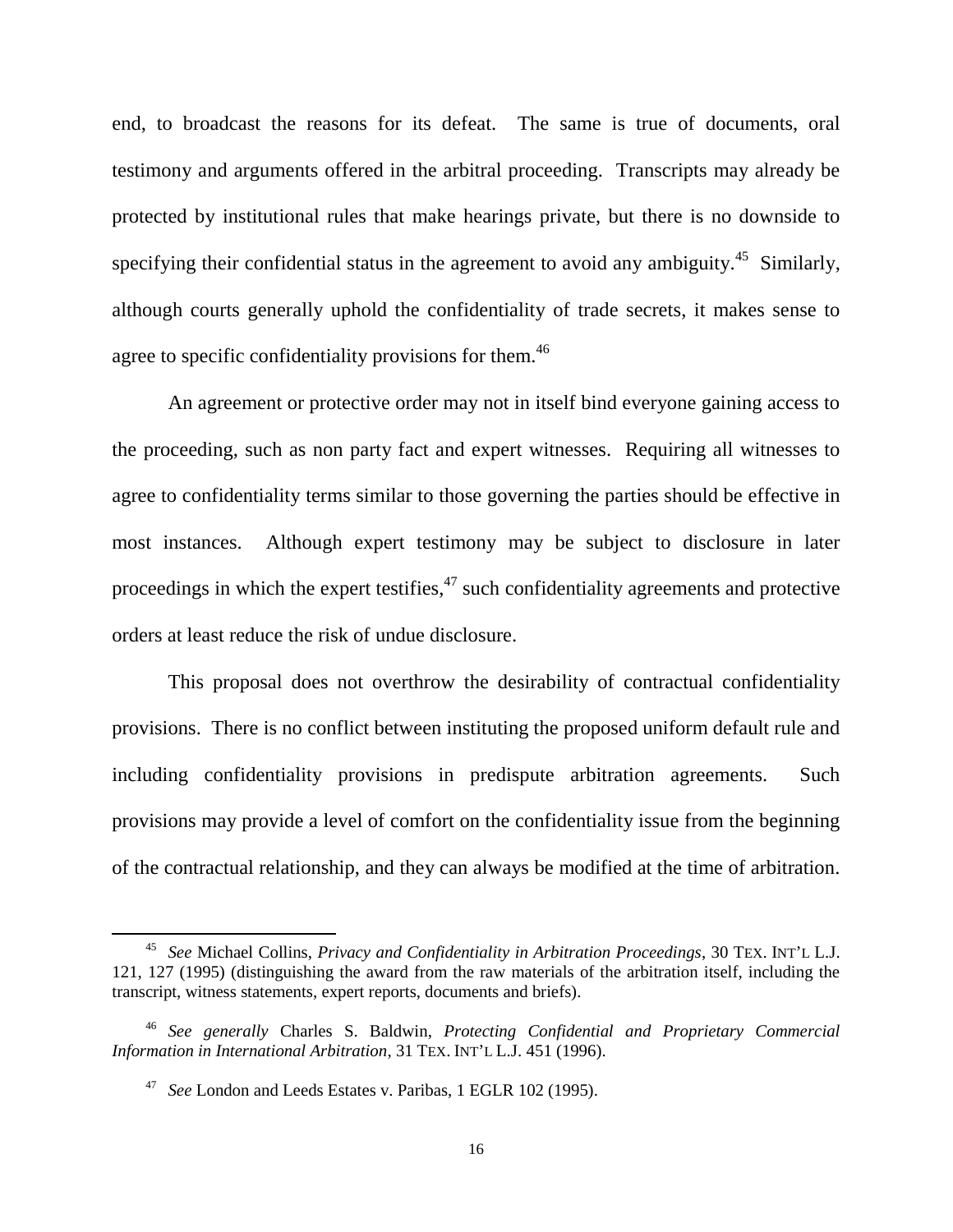end, to broadcast the reasons for its defeat. The same is true of documents, oral testimony and arguments offered in the arbitral proceeding. Transcripts may already be protected by institutional rules that make hearings private, but there is no downside to specifying their confidential status in the agreement to avoid any ambiguity.[45] Similarly, although courts generally uphold the confidentiality of trade secrets, it makes sense to agree to specific confidentiality provisions for them.[46]

An agreement or protective order may not in itself bind everyone gaining access to the proceeding, such as non party fact and expert witnesses. Requiring all witnesses to agree to confidentiality terms similar to those governing the parties should be effective in most instances. Although expert testimony may be subject to disclosure in later proceedings in which the expert testifies,[47] such confidentiality agreements and protective orders at least reduce the risk of undue disclosure.

This proposal does not overthrow the desirability of contractual confidentiality provisions. There is no conflict between instituting the proposed uniform default rule and including confidentiality provisions in predispute arbitration agreements. Such provisions may provide a level of comfort on the confidentiality issue from the beginning of the contractual relationship, and they can always be modified at the time of arbitration.

---

[45] *See* Michael Collins, *Privacy and Confidentiality in Arbitration Proceedings*, 30 TEX. INT'L L.J. 121, 127 (1995) (distinguishing the award from the raw materials of the arbitration itself, including the transcript, witness statements, expert reports, documents and briefs).

[46] *See generally* Charles S. Baldwin, *Protecting Confidential and Proprietary Commercial Information in International Arbitration*, 31 TEX. INT'L L.J. 451 (1996).

[47] *See* London and Leeds Estates v. Paribas, 1 EGLR 102 (1995).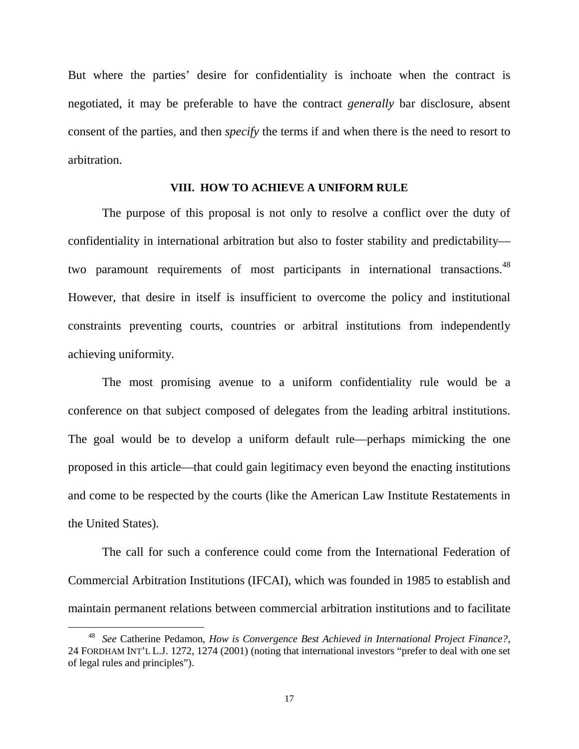But where the parties' desire for confidentiality is inchoate when the contract is negotiated, it may be preferable to have the contract *generally* bar disclosure, absent consent of the parties, and then *specify* the terms if and when there is the need to resort to arbitration.

## VIII. HOW TO ACHIEVE A UNIFORM RULE

The purpose of this proposal is not only to resolve a conflict over the duty of confidentiality in international arbitration but also to foster stability and predictability—two paramount requirements of most participants in international transactions.[48] However, that desire in itself is insufficient to overcome the policy and institutional constraints preventing courts, countries or arbitral institutions from independently achieving uniformity.

The most promising avenue to a uniform confidentiality rule would be a conference on that subject composed of delegates from the leading arbitral institutions. The goal would be to develop a uniform default rule—perhaps mimicking the one proposed in this article—that could gain legitimacy even beyond the enacting institutions and come to be respected by the courts (like the American Law Institute Restatements in the United States).

The call for such a conference could come from the International Federation of Commercial Arbitration Institutions (IFCAI), which was founded in 1985 to establish and maintain permanent relations between commercial arbitration institutions and to facilitate

---

[48] *See* Catherine Pedamon, *How is Convergence Best Achieved in International Project Finance?*, 24 FORDHAM INT'L L.J. 1272, 1274 (2001) (noting that international investors "prefer to deal with one set of legal rules and principles").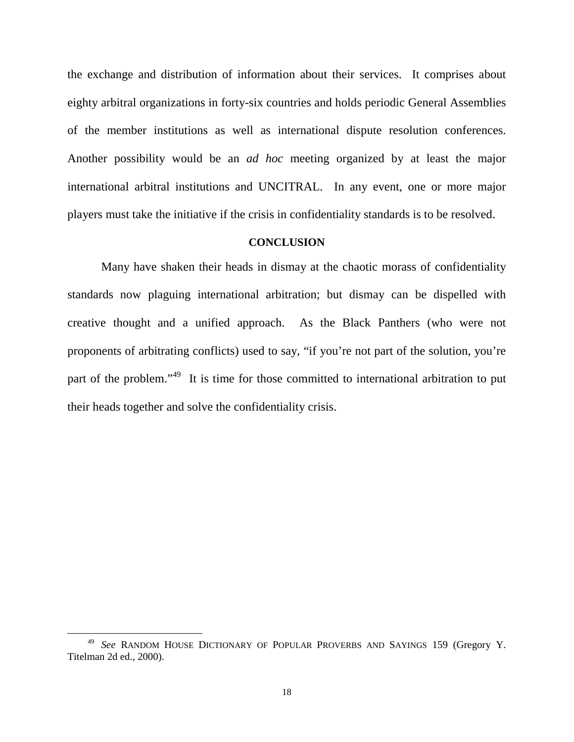the exchange and distribution of information about their services. It comprises about eighty arbitral organizations in forty-six countries and holds periodic General Assemblies of the member institutions as well as international dispute resolution conferences. Another possibility would be an *ad hoc* meeting organized by at least the major international arbitral institutions and UNCITRAL. In any event, one or more major players must take the initiative if the crisis in confidentiality standards is to be resolved.

## CONCLUSION

Many have shaken their heads in dismay at the chaotic morass of confidentiality standards now plaguing international arbitration; but dismay can be dispelled with creative thought and a unified approach. As the Black Panthers (who were not proponents of arbitrating conflicts) used to say, "if you're not part of the solution, you're part of the problem."[49] It is time for those committed to international arbitration to put their heads together and solve the confidentiality crisis.

---

[49] *See* RANDOM HOUSE DICTIONARY OF POPULAR PROVERBS AND SAYINGS 159 (Gregory Y. Titelman 2d ed., 2000).